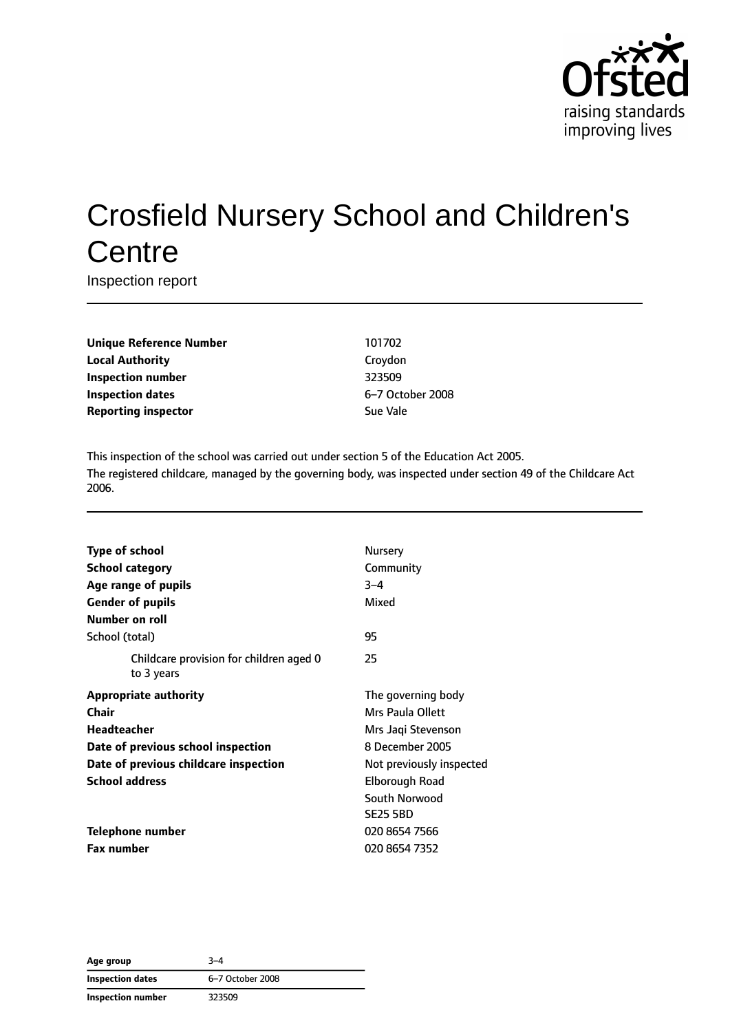# Crosfield Nursery School and Children's Centre

Inspection report

| | |
|---|---|
| **Unique Reference Number** | 101702 |
| **Local Authority** | Croydon |
| **Inspection number** | 323509 |
| **Inspection dates** | 6–7 October 2008 |
| **Reporting inspector** | Sue Vale |

This inspection of the school was carried out under section 5 of the Education Act 2005.

The registered childcare, managed by the governing body, was inspected under section 49 of the Childcare Act 2006.

| | |
|---|---|
| **Type of school** | Nursery |
| **School category** | Community |
| **Age range of pupils** | 3–4 |
| **Gender of pupils** | Mixed |
| **Number on roll** | |
| School (total) | 95 |
| Childcare provision for children aged 0 to 3 years | 25 |
| **Appropriate authority** | The governing body |
| **Chair** | Mrs Paula Ollett |
| **Headteacher** | Mrs Jaqi Stevenson |
| **Date of previous school inspection** | 8 December 2005 |
| **Date of previous childcare inspection** | Not previously inspected |
| **School address** | Elborough Road<br>South Norwood<br>SE25 5BD |
| **Telephone number** | 020 8654 7566 |
| **Fax number** | 020 8654 7352 |

| | |
|---|---|
| **Age group** | 3–4 |
| **Inspection dates** | 6–7 October 2008 |
| **Inspection number** | 323509 |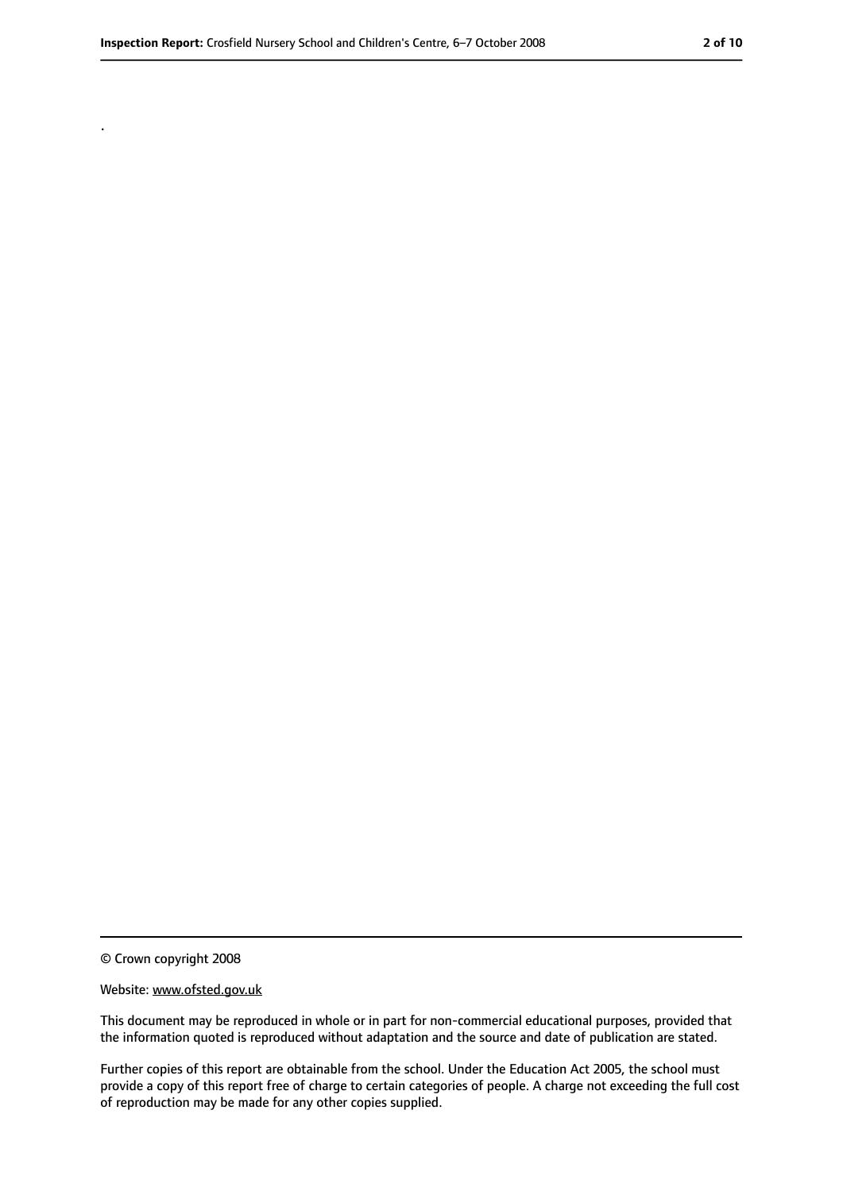.

© Crown copyright 2008

Website: www.ofsted.gov.uk

This document may be reproduced in whole or in part for non-commercial educational purposes, provided that the information quoted is reproduced without adaptation and the source and date of publication are stated.

Further copies of this report are obtainable from the school. Under the Education Act 2005, the school must provide a copy of this report free of charge to certain categories of people. A charge not exceeding the full cost of reproduction may be made for any other copies supplied.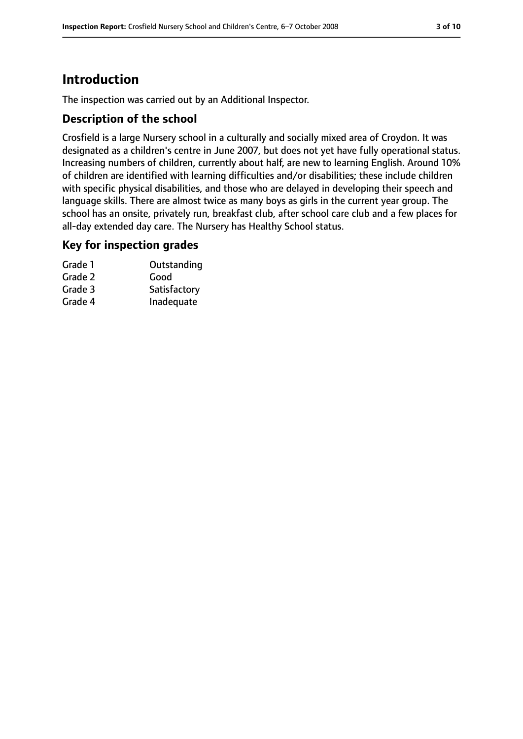# Introduction

The inspection was carried out by an Additional Inspector.

## Description of the school

Crosfield is a large Nursery school in a culturally and socially mixed area of Croydon. It was designated as a children's centre in June 2007, but does not yet have fully operational status. Increasing numbers of children, currently about half, are new to learning English. Around 10% of children are identified with learning difficulties and/or disabilities; these include children with specific physical disabilities, and those who are delayed in developing their speech and language skills. There are almost twice as many boys as girls in the current year group. The school has an onsite, privately run, breakfast club, after school care club and a few places for all-day extended day care. The Nursery has Healthy School status.

## Key for inspection grades

| | |
|---|---|
| Grade 1 | Outstanding |
| Grade 2 | Good |
| Grade 3 | Satisfactory |
| Grade 4 | Inadequate |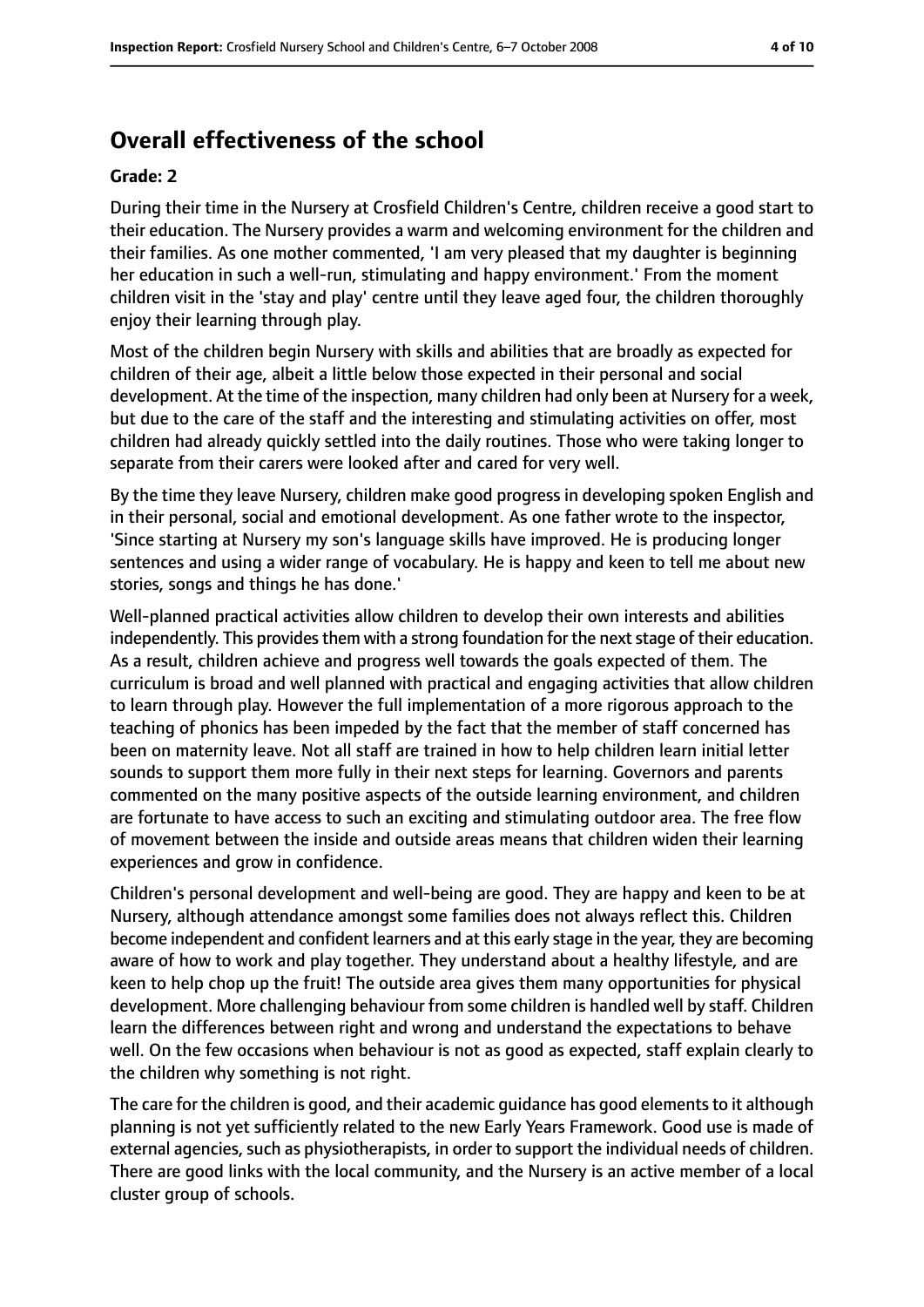## Overall effectiveness of the school

**Grade: 2**

During their time in the Nursery at Crosfield Children's Centre, children receive a good start to their education. The Nursery provides a warm and welcoming environment for the children and their families. As one mother commented, 'I am very pleased that my daughter is beginning her education in such a well-run, stimulating and happy environment.' From the moment children visit in the 'stay and play' centre until they leave aged four, the children thoroughly enjoy their learning through play.

Most of the children begin Nursery with skills and abilities that are broadly as expected for children of their age, albeit a little below those expected in their personal and social development. At the time of the inspection, many children had only been at Nursery for a week, but due to the care of the staff and the interesting and stimulating activities on offer, most children had already quickly settled into the daily routines. Those who were taking longer to separate from their carers were looked after and cared for very well.

By the time they leave Nursery, children make good progress in developing spoken English and in their personal, social and emotional development. As one father wrote to the inspector, 'Since starting at Nursery my son's language skills have improved. He is producing longer sentences and using a wider range of vocabulary. He is happy and keen to tell me about new stories, songs and things he has done.'

Well-planned practical activities allow children to develop their own interests and abilities independently. This provides them with a strong foundation for the next stage of their education. As a result, children achieve and progress well towards the goals expected of them. The curriculum is broad and well planned with practical and engaging activities that allow children to learn through play. However the full implementation of a more rigorous approach to the teaching of phonics has been impeded by the fact that the member of staff concerned has been on maternity leave. Not all staff are trained in how to help children learn initial letter sounds to support them more fully in their next steps for learning. Governors and parents commented on the many positive aspects of the outside learning environment, and children are fortunate to have access to such an exciting and stimulating outdoor area. The free flow of movement between the inside and outside areas means that children widen their learning experiences and grow in confidence.

Children's personal development and well-being are good. They are happy and keen to be at Nursery, although attendance amongst some families does not always reflect this. Children become independent and confident learners and at this early stage in the year, they are becoming aware of how to work and play together. They understand about a healthy lifestyle, and are keen to help chop up the fruit! The outside area gives them many opportunities for physical development. More challenging behaviour from some children is handled well by staff. Children learn the differences between right and wrong and understand the expectations to behave well. On the few occasions when behaviour is not as good as expected, staff explain clearly to the children why something is not right.

The care for the children is good, and their academic guidance has good elements to it although planning is not yet sufficiently related to the new Early Years Framework. Good use is made of external agencies, such as physiotherapists, in order to support the individual needs of children. There are good links with the local community, and the Nursery is an active member of a local cluster group of schools.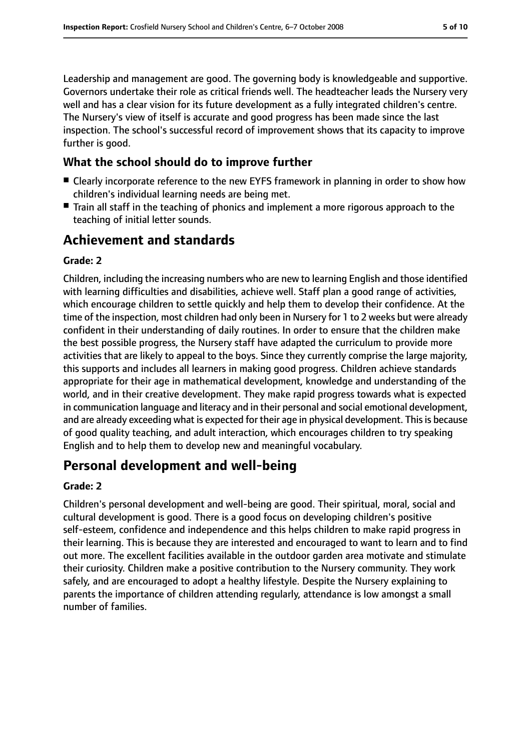Leadership and management are good. The governing body is knowledgeable and supportive. Governors undertake their role as critical friends well. The headteacher leads the Nursery very well and has a clear vision for its future development as a fully integrated children's centre. The Nursery's view of itself is accurate and good progress has been made since the last inspection. The school's successful record of improvement shows that its capacity to improve further is good.

### What the school should do to improve further

- Clearly incorporate reference to the new EYFS framework in planning in order to show how children's individual learning needs are being met.
- Train all staff in the teaching of phonics and implement a more rigorous approach to the teaching of initial letter sounds.

## Achievement and standards

**Grade: 2**

Children, including the increasing numbers who are new to learning English and those identified with learning difficulties and disabilities, achieve well. Staff plan a good range of activities, which encourage children to settle quickly and help them to develop their confidence. At the time of the inspection, most children had only been in Nursery for 1 to 2 weeks but were already confident in their understanding of daily routines. In order to ensure that the children make the best possible progress, the Nursery staff have adapted the curriculum to provide more activities that are likely to appeal to the boys. Since they currently comprise the large majority, this supports and includes all learners in making good progress. Children achieve standards appropriate for their age in mathematical development, knowledge and understanding of the world, and in their creative development. They make rapid progress towards what is expected in communication language and literacy and in their personal and social emotional development, and are already exceeding what is expected for their age in physical development. This is because of good quality teaching, and adult interaction, which encourages children to try speaking English and to help them to develop new and meaningful vocabulary.

## Personal development and well-being

**Grade: 2**

Children's personal development and well-being are good. Their spiritual, moral, social and cultural development is good. There is a good focus on developing children's positive self-esteem, confidence and independence and this helps children to make rapid progress in their learning. This is because they are interested and encouraged to want to learn and to find out more. The excellent facilities available in the outdoor garden area motivate and stimulate their curiosity. Children make a positive contribution to the Nursery community. They work safely, and are encouraged to adopt a healthy lifestyle. Despite the Nursery explaining to parents the importance of children attending regularly, attendance is low amongst a small number of families.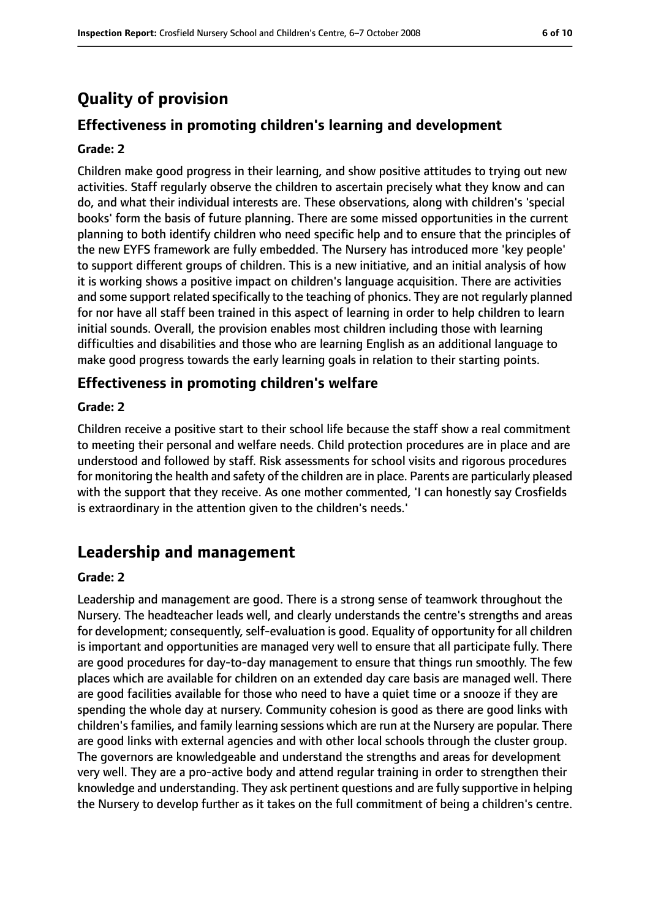# Quality of provision

## Effectiveness in promoting children's learning and development

**Grade: 2**

Children make good progress in their learning, and show positive attitudes to trying out new activities. Staff regularly observe the children to ascertain precisely what they know and can do, and what their individual interests are. These observations, along with children's 'special books' form the basis of future planning. There are some missed opportunities in the current planning to both identify children who need specific help and to ensure that the principles of the new EYFS framework are fully embedded. The Nursery has introduced more 'key people' to support different groups of children. This is a new initiative, and an initial analysis of how it is working shows a positive impact on children's language acquisition. There are activities and some support related specifically to the teaching of phonics. They are not regularly planned for nor have all staff been trained in this aspect of learning in order to help children to learn initial sounds. Overall, the provision enables most children including those with learning difficulties and disabilities and those who are learning English as an additional language to make good progress towards the early learning goals in relation to their starting points.

## Effectiveness in promoting children's welfare

**Grade: 2**

Children receive a positive start to their school life because the staff show a real commitment to meeting their personal and welfare needs. Child protection procedures are in place and are understood and followed by staff. Risk assessments for school visits and rigorous procedures for monitoring the health and safety of the children are in place. Parents are particularly pleased with the support that they receive. As one mother commented, 'I can honestly say Crosfields is extraordinary in the attention given to the children's needs.'

# Leadership and management

**Grade: 2**

Leadership and management are good. There is a strong sense of teamwork throughout the Nursery. The headteacher leads well, and clearly understands the centre's strengths and areas for development; consequently, self-evaluation is good. Equality of opportunity for all children is important and opportunities are managed very well to ensure that all participate fully. There are good procedures for day-to-day management to ensure that things run smoothly. The few places which are available for children on an extended day care basis are managed well. There are good facilities available for those who need to have a quiet time or a snooze if they are spending the whole day at nursery. Community cohesion is good as there are good links with children's families, and family learning sessions which are run at the Nursery are popular. There are good links with external agencies and with other local schools through the cluster group. The governors are knowledgeable and understand the strengths and areas for development very well. They are a pro-active body and attend regular training in order to strengthen their knowledge and understanding. They ask pertinent questions and are fully supportive in helping the Nursery to develop further as it takes on the full commitment of being a children's centre.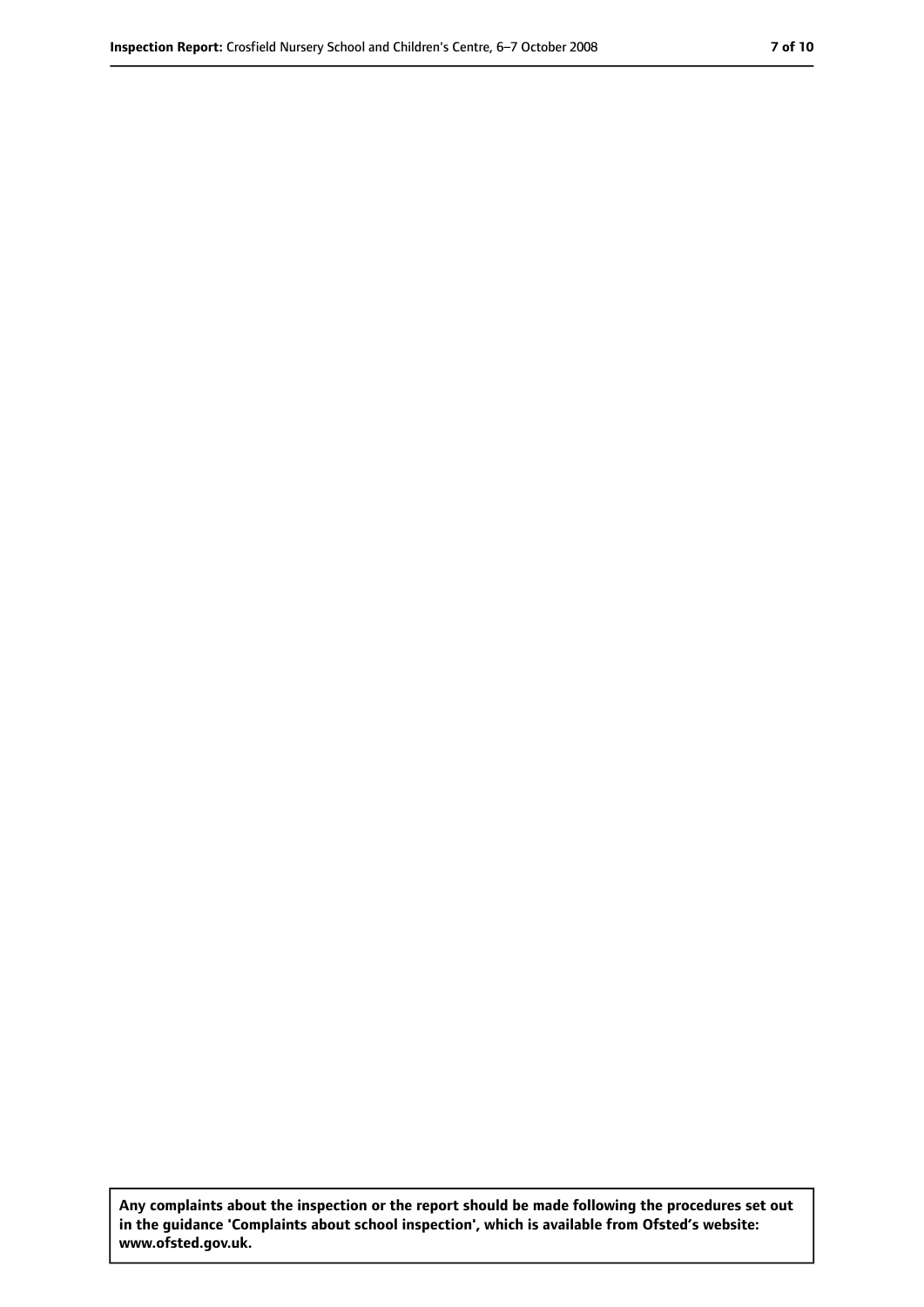**Any complaints about the inspection or the report should be made following the procedures set out in the guidance 'Complaints about school inspection', which is available from Ofsted's website: www.ofsted.gov.uk.**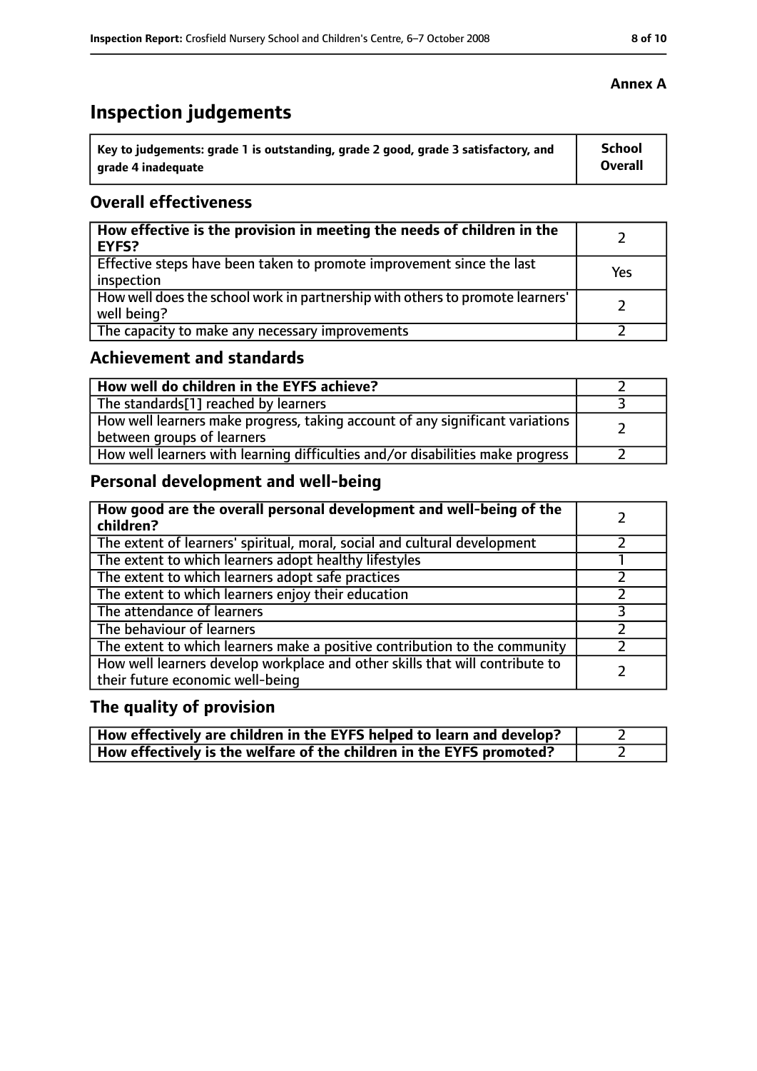**Annex A**

# Inspection judgements

| Key to judgements: grade 1 is outstanding, grade 2 good, grade 3 satisfactory, and grade 4 inadequate | School Overall |
| --- | --- |

## Overall effectiveness

| | |
| --- | --- |
| **How effective is the provision in meeting the needs of children in the EYFS?** | 2 |
| Effective steps have been taken to promote improvement since the last inspection | Yes |
| How well does the school work in partnership with others to promote learners' well being? | 2 |
| The capacity to make any necessary improvements | 2 |

## Achievement and standards

| | |
| --- | --- |
| **How well do children in the EYFS achieve?** | 2 |
| The standards[1] reached by learners | 3 |
| How well learners make progress, taking account of any significant variations between groups of learners | 2 |
| How well learners with learning difficulties and/or disabilities make progress | 2 |

## Personal development and well-being

| | |
| --- | --- |
| **How good are the overall personal development and well-being of the children?** | 2 |
| The extent of learners' spiritual, moral, social and cultural development | 2 |
| The extent to which learners adopt healthy lifestyles | 1 |
| The extent to which learners adopt safe practices | 2 |
| The extent to which learners enjoy their education | 2 |
| The attendance of learners | 3 |
| The behaviour of learners | 2 |
| The extent to which learners make a positive contribution to the community | 2 |
| How well learners develop workplace and other skills that will contribute to their future economic well-being | 2 |

## The quality of provision

| | |
| --- | --- |
| **How effectively are children in the EYFS helped to learn and develop?** | 2 |
| **How effectively is the welfare of the children in the EYFS promoted?** | 2 |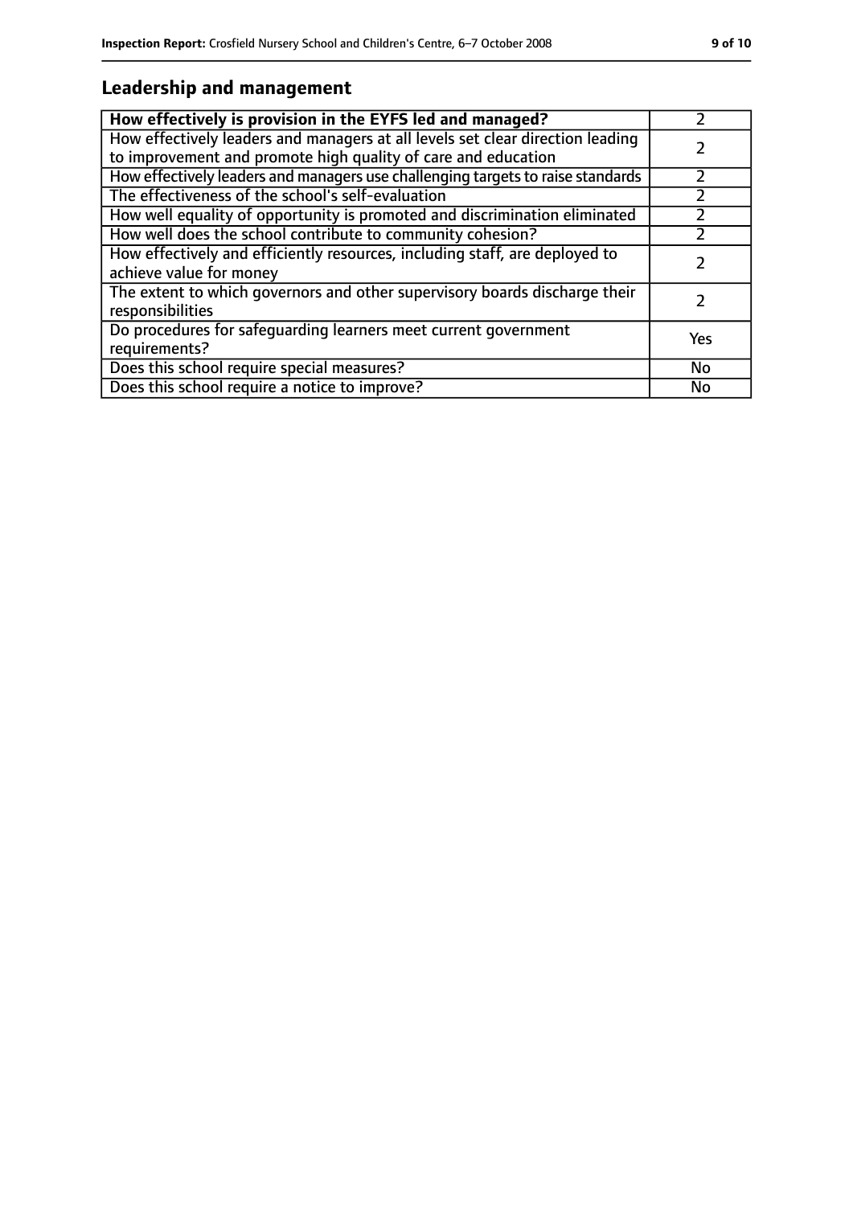## Leadership and management

| How effectively is provision in the EYFS led and managed? | 2 |
| --- | --- |
| How effectively leaders and managers at all levels set clear direction leading to improvement and promote high quality of care and education | 2 |
| How effectively leaders and managers use challenging targets to raise standards | 2 |
| The effectiveness of the school's self-evaluation | 2 |
| How well equality of opportunity is promoted and discrimination eliminated | 2 |
| How well does the school contribute to community cohesion? | 2 |
| How effectively and efficiently resources, including staff, are deployed to achieve value for money | 2 |
| The extent to which governors and other supervisory boards discharge their responsibilities | 2 |
| Do procedures for safeguarding learners meet current government requirements? | Yes |
| Does this school require special measures? | No |
| Does this school require a notice to improve? | No |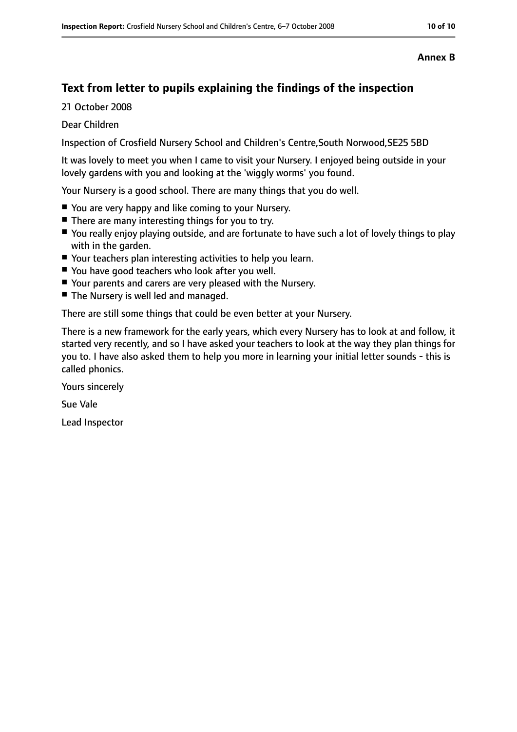**Annex B**

## Text from letter to pupils explaining the findings of the inspection

21 October 2008

Dear Children

Inspection of Crosfield Nursery School and Children's Centre,South Norwood,SE25 5BD

It was lovely to meet you when I came to visit your Nursery. I enjoyed being outside in your lovely gardens with you and looking at the 'wiggly worms' you found.

Your Nursery is a good school. There are many things that you do well.

- You are very happy and like coming to your Nursery.
- There are many interesting things for you to try.
- You really enjoy playing outside, and are fortunate to have such a lot of lovely things to play with in the garden.
- Your teachers plan interesting activities to help you learn.
- You have good teachers who look after you well.
- Your parents and carers are very pleased with the Nursery.
- The Nursery is well led and managed.

There are still some things that could be even better at your Nursery.

There is a new framework for the early years, which every Nursery has to look at and follow, it started very recently, and so I have asked your teachers to look at the way they plan things for you to. I have also asked them to help you more in learning your initial letter sounds - this is called phonics.

Yours sincerely

Sue Vale

Lead Inspector